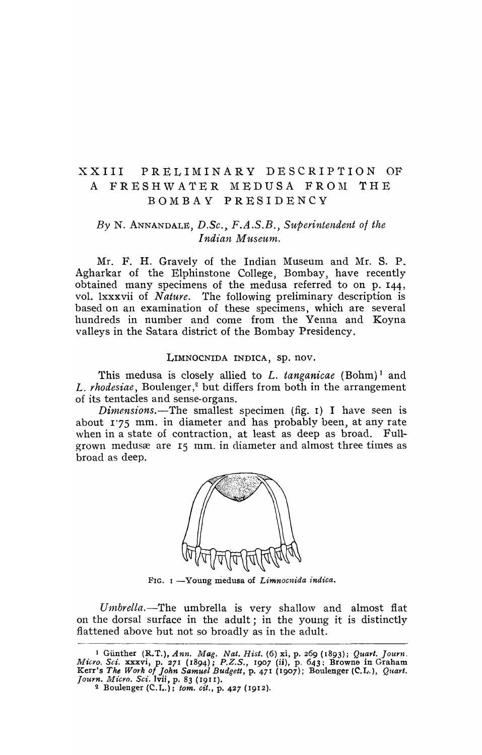# XXIII PRELIMINARY DESCRIPTION OF A FRESHWATER MEDUSA FROM THE BOMBAY PRESIDENCY

*By* N. ANNANDALE, *D.Sc., F.A.S.B., Superintendent of the Indian Museum.*

Mr. F. H. Gravely of the Indian Museum and Mr. S. P. Agharkar of the Elphinstone College, Bombay, have recently obtained many specimens of the medusa referred to on p. 144, vol. lxxxvii of *Nature*. The following preliminary description is based on an examination of these specimens, which are several hundreds in number and come from the Yenna and Koyna valleys in the Satara district of the Bombay Presidency.

## LIMNOCNIDA INDICA, sp. nov.

This medusa is closely allied to *L. tanganicae* (Bohm)[1] and *L. rhodesiae*, Boulenger,[2] but differs from both in the arrangement of its tentacles and sense-organs.

*Dimensions.*—The smallest specimen (fig. 1) I have seen is about 1·75 mm. in diameter and has probably been, at any rate when in a state of contraction, at least as deep as broad. Full-grown medusæ are 15 mm. in diameter and almost three times as broad as deep.

FIG. 1 —Young medusa of *Limnocnida indica*.

*Umbrella.*—The umbrella is very shallow and almost flat on the dorsal surface in the adult; in the young it is distinctly flattened above but not so broadly as in the adult.

---

[1] Günther (R.T.), *Ann. Mag. Nat. Hist.* (6) xi, p. 269 (1893); *Quart. Journ. Micro. Sci.* xxxvi, p. 271 (1894); *P.Z.S.*, 1907 (ii), p. 643; Browne in Graham Kerr's *The Work of John Samuel Budgett*, p. 471 (1907); Boulenger (C.L.), *Quart. Journ. Micro. Sci.* lvii, p. 83 (1911).

[2] Boulenger (C.L.); *tom. cit.*, p. 427 (1912).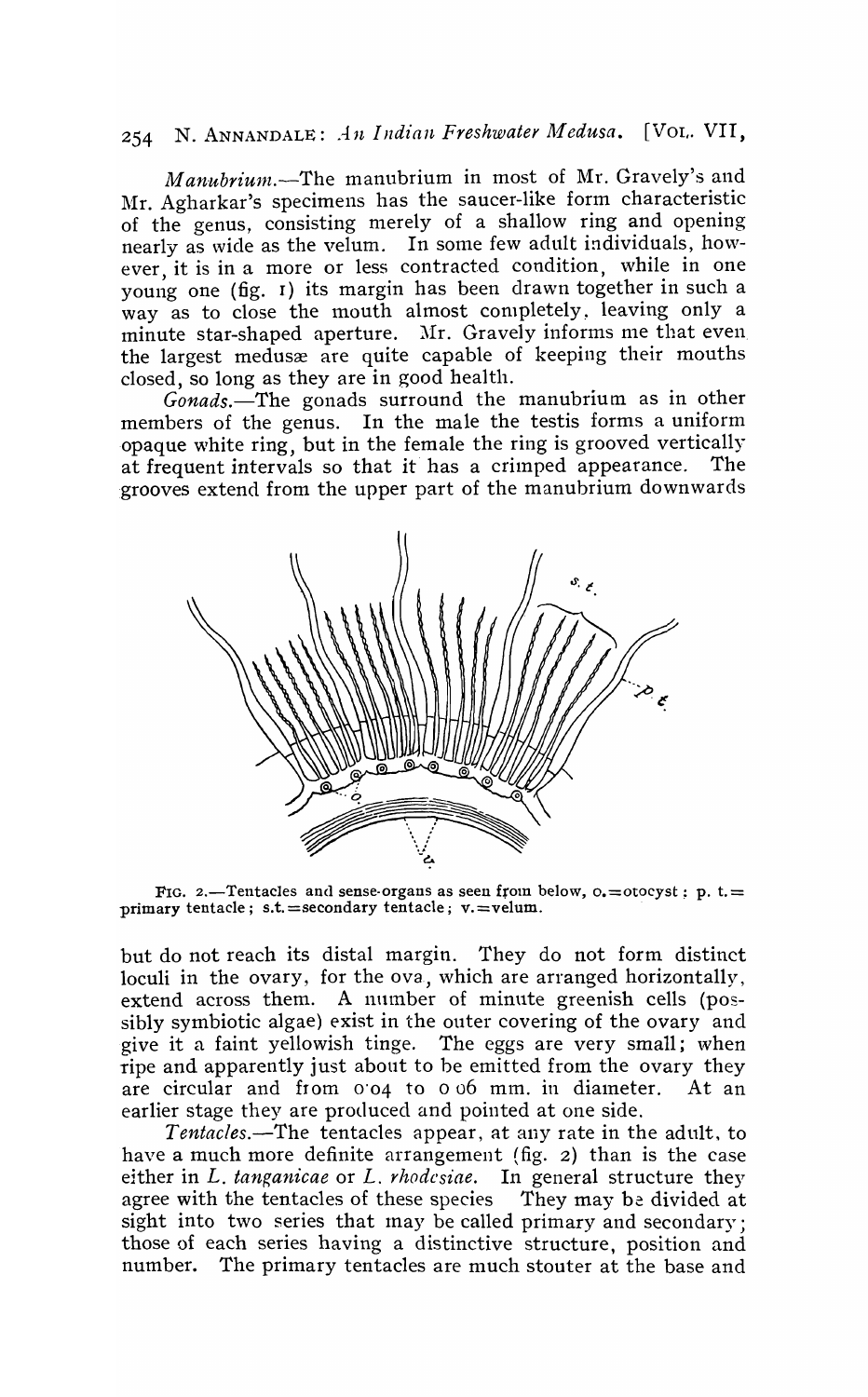*Manubrium.*—The manubrium in most of Mr. Gravely's and Mr. Agharkar's specimens has the saucer-like form characteristic of the genus, consisting merely of a shallow ring and opening nearly as wide as the velum. In some few adult individuals, however, it is in a more or less contracted condition, while in one young one (fig. 1) its margin has been drawn together in such a way as to close the mouth almost completely, leaving only a minute star-shaped aperture. Mr. Gravely informs me that even the largest medusæ are quite capable of keeping their mouths closed, so long as they are in good health.

*Gonads.*—The gonads surround the manubrium as in other members of the genus. In the male the testis forms a uniform opaque white ring, but in the female the ring is grooved vertically at frequent intervals so that it has a crimped appearance. The grooves extend from the upper part of the manubrium downwards

FIG. 2.—Tentacles and sense-organs as seen from below, o.=otocyst; p. t.= primary tentacle; s.t.=secondary tentacle; v.=velum.

but do not reach its distal margin. They do not form distinct loculi in the ovary, for the ova, which are arranged horizontally, extend across them. A number of minute greenish cells (possibly symbiotic algae) exist in the outer covering of the ovary and give it a faint yellowish tinge. The eggs are very small; when ripe and apparently just about to be emitted from the ovary they are circular and from 0·04 to 0·06 mm. in diameter. At an earlier stage they are produced and pointed at one side.

*Tentacles.*—The tentacles appear, at any rate in the adult, to have a much more definite arrangement (fig. 2) than is the case either in *L. tanganicae* or *L. rhodesiae*. In general structure they agree with the tentacles of these species They may be divided at sight into two series that may be called primary and secondary; those of each series having a distinctive structure, position and number. The primary tentacles are much stouter at the base and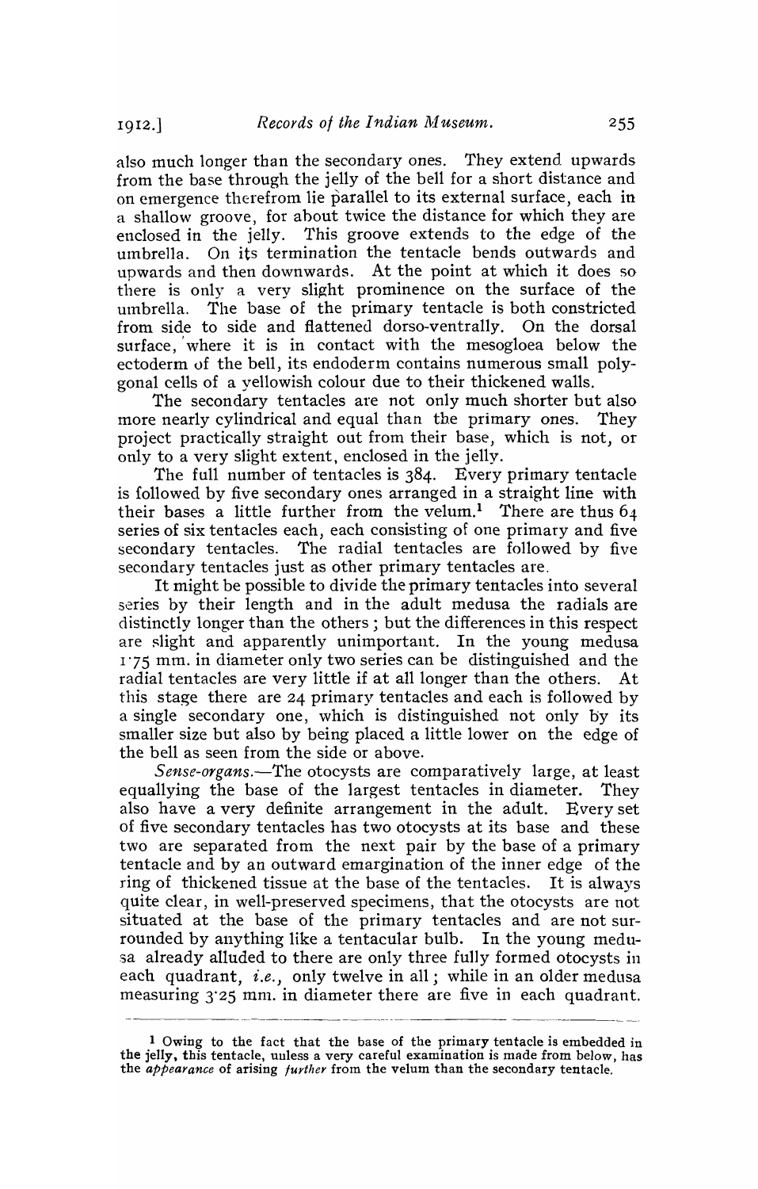also much longer than the secondary ones. They extend upwards from the base through the jelly of the bell for a short distance and on emergence therefrom lie parallel to its external surface, each in a shallow groove, for about twice the distance for which they are enclosed in the jelly. This groove extends to the edge of the umbrella. On its termination the tentacle bends outwards and upwards and then downwards. At the point at which it does so there is only a very slight prominence on the surface of the umbrella. The base of the primary tentacle is both constricted from side to side and flattened dorso-ventrally. On the dorsal surface, where it is in contact with the mesogloea below the ectoderm of the bell, its endoderm contains numerous small polygonal cells of a yellowish colour due to their thickened walls.

The secondary tentacles are not only much shorter but also more nearly cylindrical and equal than the primary ones. They project practically straight out from their base, which is not, or only to a very slight extent, enclosed in the jelly.

The full number of tentacles is 384. Every primary tentacle is followed by five secondary ones arranged in a straight line with their bases a little further from the velum.[1] There are thus 64 series of six tentacles each, each consisting of one primary and five secondary tentacles. The radial tentacles are followed by five secondary tentacles just as other primary tentacles are.

It might be possible to divide the primary tentacles into several series by their length and in the adult medusa the radials are distinctly longer than the others; but the differences in this respect are slight and apparently unimportant. In the young medusa 1·75 mm. in diameter only two series can be distinguished and the radial tentacles are very little if at all longer than the others. At this stage there are 24 primary tentacles and each is followed by a single secondary one, which is distinguished not only by its smaller size but also by being placed a little lower on the edge of the bell as seen from the side or above.

*Sense-organs.*—The otocysts are comparatively large, at least equallying the base of the largest tentacles in diameter. They also have a very definite arrangement in the adult. Every set of five secondary tentacles has two otocysts at its base and these two are separated from the next pair by the base of a primary tentacle and by an outward emargination of the inner edge of the ring of thickened tissue at the base of the tentacles. It is always quite clear, in well-preserved specimens, that the otocysts are not situated at the base of the primary tentacles and are not surrounded by anything like a tentacular bulb. In the young medusa already alluded to there are only three fully formed otocysts in each quadrant, *i.e.*, only twelve in all; while in an older medusa measuring 3·25 mm. in diameter there are five in each quadrant.

---

[1] Owing to the fact that the base of the primary tentacle is embedded in the jelly, this tentacle, unless a very careful examination is made from below, has the *appearance* of arising *further* from the velum than the secondary tentacle.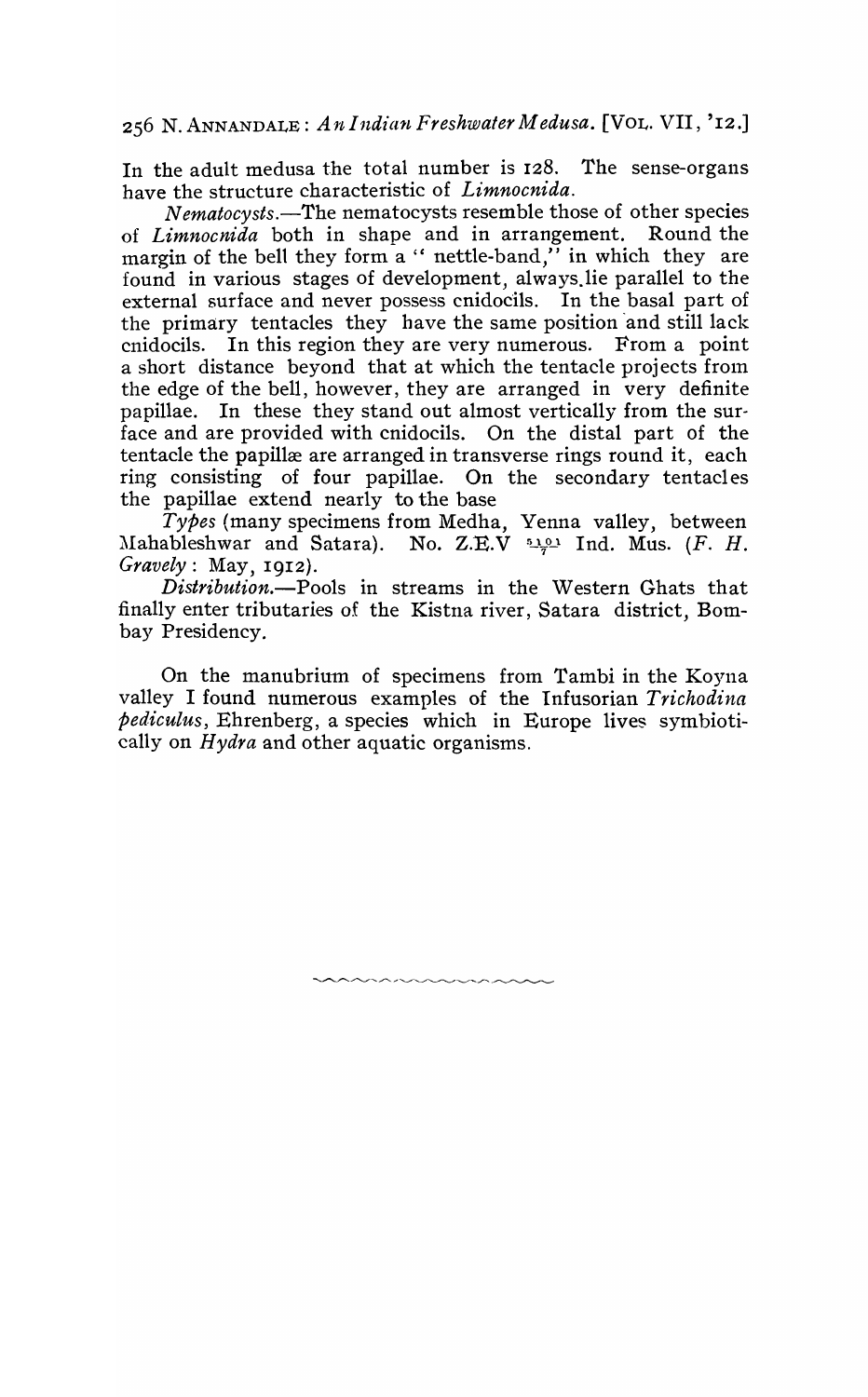In the adult medusa the total number is 128. The sense-organs have the structure characteristic of *Limnocnida*.

*Nematocysts.*—The nematocysts resemble those of other species of *Limnocnida* both in shape and in arrangement. Round the margin of the bell they form a "nettle-band," in which they are found in various stages of development, always lie parallel to the external surface and never possess cnidocils. In the basal part of the primary tentacles they have the same position and still lack cnidocils. In this region they are very numerous. From a point a short distance beyond that at which the tentacle projects from the edge of the bell, however, they are arranged in very definite papillae. In these they stand out almost vertically from the surface and are provided with cnidocils. On the distal part of the tentacle the papillæ are arranged in transverse rings round it, each ring consisting of four papillae. On the secondary tentacles the papillae extend nearly to the base

*Types* (many specimens from Medha, Yenna valley, between Mahableshwar and Satara). No. Z.E.V $\frac{5101}{7}$ Ind. Mus. (*F. H. Gravely*: May, 1912).

*Distribution.*—Pools in streams in the Western Ghats that finally enter tributaries of the Kistna river, Satara district, Bombay Presidency.

On the manubrium of specimens from Tambi in the Koyna valley I found numerous examples of the Infusorian *Trichodina pediculus*, Ehrenberg, a species which in Europe lives symbiotically on *Hydra* and other aquatic organisms.